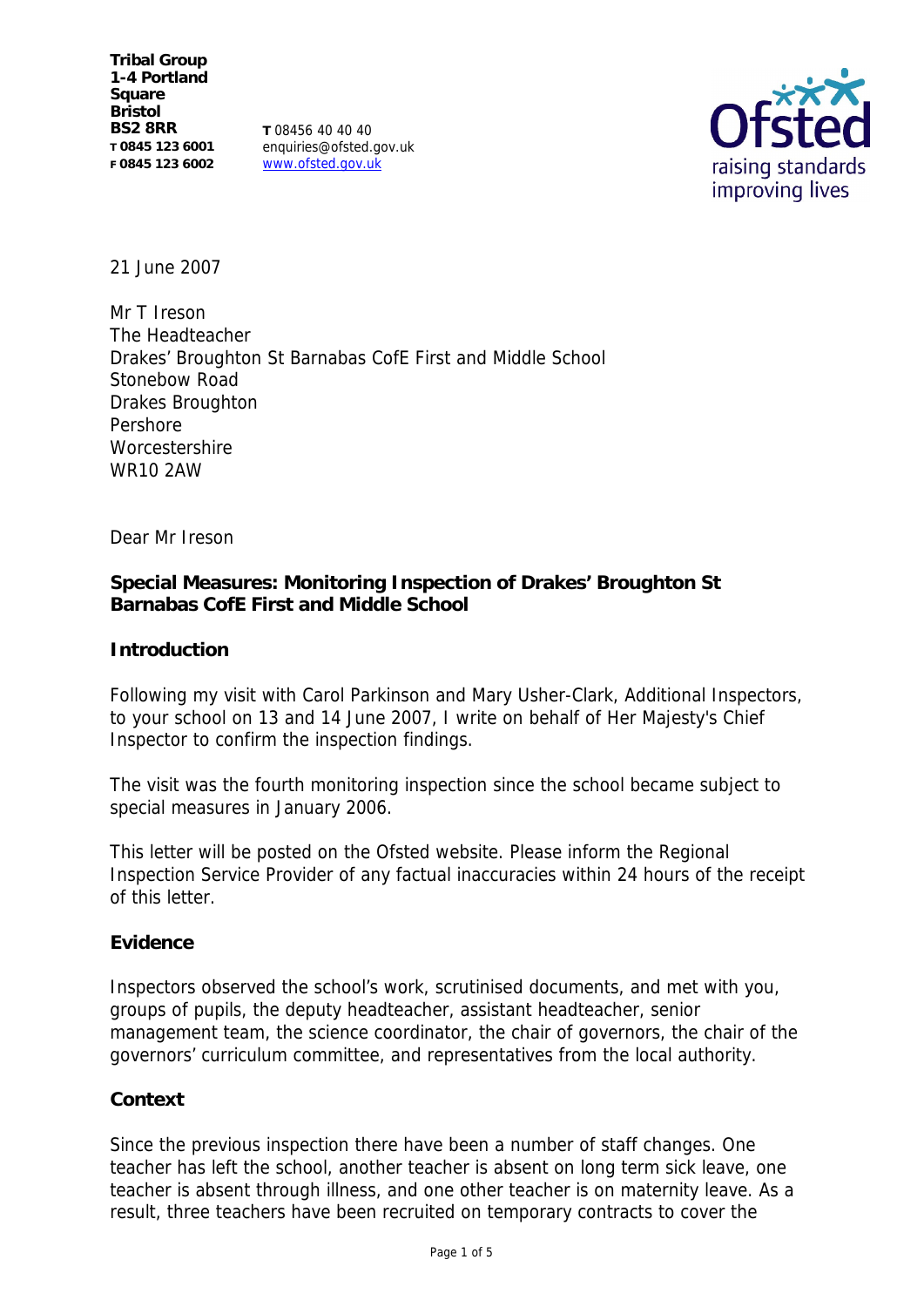**Tribal Group**
**1-4 Portland Square**
**Bristol**
**BS2 8RR**
**T 0845 123 6001**
**F 0845 123 6002**

**T** 08456 40 40 40
enquiries@ofsted.gov.uk
www.ofsted.gov.uk

21 June 2007

Mr T Ireson
The Headteacher
Drakes' Broughton St Barnabas CofE First and Middle School
Stonebow Road
Drakes Broughton
Pershore
Worcestershire
WR10 2AW

Dear Mr Ireson

**Special Measures: Monitoring Inspection of Drakes' Broughton St Barnabas CofE First and Middle School**

**Introduction**

Following my visit with Carol Parkinson and Mary Usher-Clark, Additional Inspectors, to your school on 13 and 14 June 2007, I write on behalf of Her Majesty's Chief Inspector to confirm the inspection findings.

The visit was the fourth monitoring inspection since the school became subject to special measures in January 2006.

This letter will be posted on the Ofsted website. Please inform the Regional Inspection Service Provider of any factual inaccuracies within 24 hours of the receipt of this letter.

**Evidence**

Inspectors observed the school's work, scrutinised documents, and met with you, groups of pupils, the deputy headteacher, assistant headteacher, senior management team, the science coordinator, the chair of governors, the chair of the governors' curriculum committee, and representatives from the local authority.

**Context**

Since the previous inspection there have been a number of staff changes. One teacher has left the school, another teacher is absent on long term sick leave, one teacher is absent through illness, and one other teacher is on maternity leave. As a result, three teachers have been recruited on temporary contracts to cover the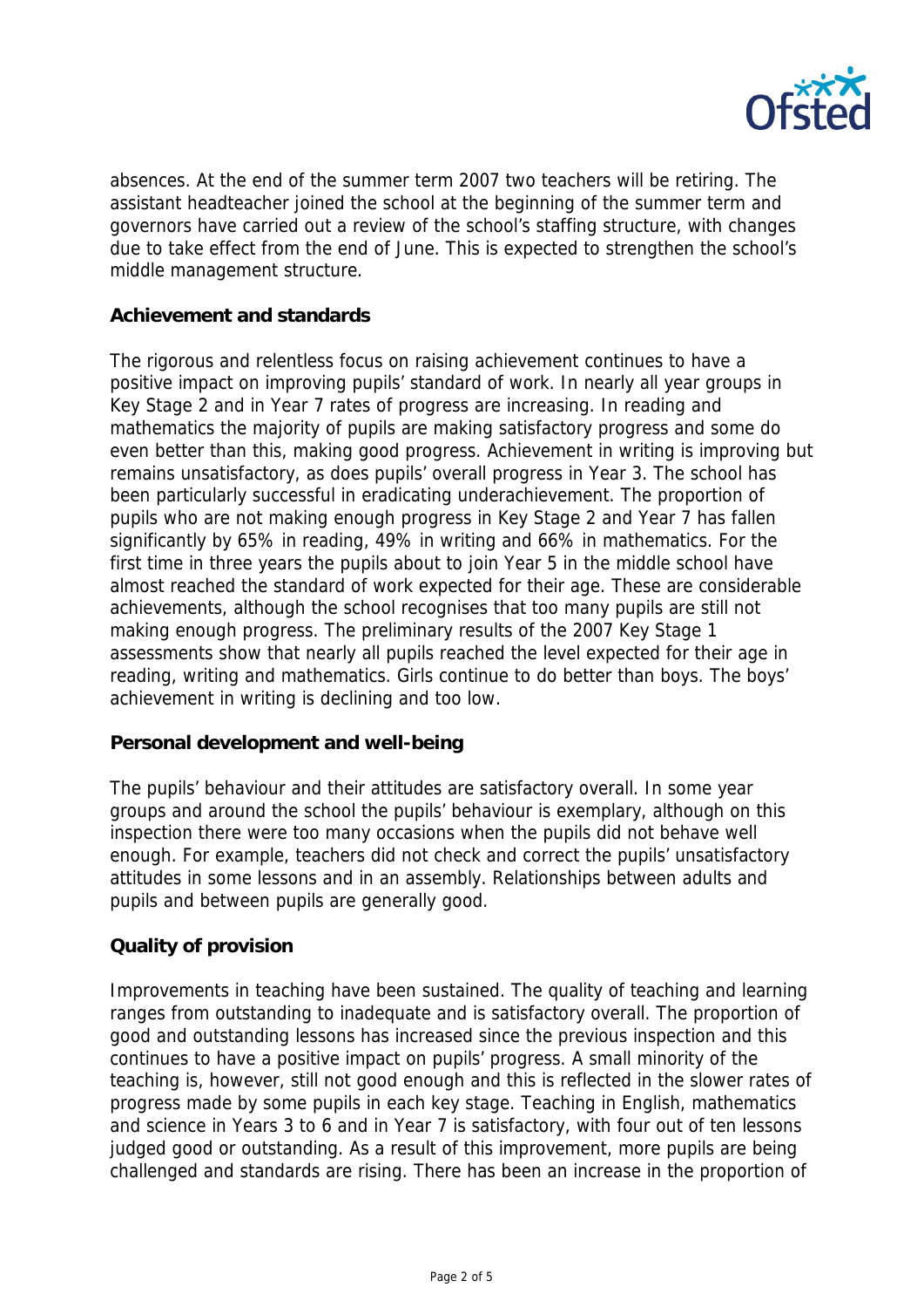absences. At the end of the summer term 2007 two teachers will be retiring. The assistant headteacher joined the school at the beginning of the summer term and governors have carried out a review of the school's staffing structure, with changes due to take effect from the end of June. This is expected to strengthen the school's middle management structure.

**Achievement and standards**

The rigorous and relentless focus on raising achievement continues to have a positive impact on improving pupils' standard of work. In nearly all year groups in Key Stage 2 and in Year 7 rates of progress are increasing. In reading and mathematics the majority of pupils are making satisfactory progress and some do even better than this, making good progress. Achievement in writing is improving but remains unsatisfactory, as does pupils' overall progress in Year 3. The school has been particularly successful in eradicating underachievement. The proportion of pupils who are not making enough progress in Key Stage 2 and Year 7 has fallen significantly by 65% in reading, 49% in writing and 66% in mathematics. For the first time in three years the pupils about to join Year 5 in the middle school have almost reached the standard of work expected for their age. These are considerable achievements, although the school recognises that too many pupils are still not making enough progress. The preliminary results of the 2007 Key Stage 1 assessments show that nearly all pupils reached the level expected for their age in reading, writing and mathematics. Girls continue to do better than boys. The boys' achievement in writing is declining and too low.

**Personal development and well-being**

The pupils' behaviour and their attitudes are satisfactory overall. In some year groups and around the school the pupils' behaviour is exemplary, although on this inspection there were too many occasions when the pupils did not behave well enough. For example, teachers did not check and correct the pupils' unsatisfactory attitudes in some lessons and in an assembly. Relationships between adults and pupils and between pupils are generally good.

**Quality of provision**

Improvements in teaching have been sustained. The quality of teaching and learning ranges from outstanding to inadequate and is satisfactory overall. The proportion of good and outstanding lessons has increased since the previous inspection and this continues to have a positive impact on pupils' progress. A small minority of the teaching is, however, still not good enough and this is reflected in the slower rates of progress made by some pupils in each key stage. Teaching in English, mathematics and science in Years 3 to 6 and in Year 7 is satisfactory, with four out of ten lessons judged good or outstanding. As a result of this improvement, more pupils are being challenged and standards are rising. There has been an increase in the proportion of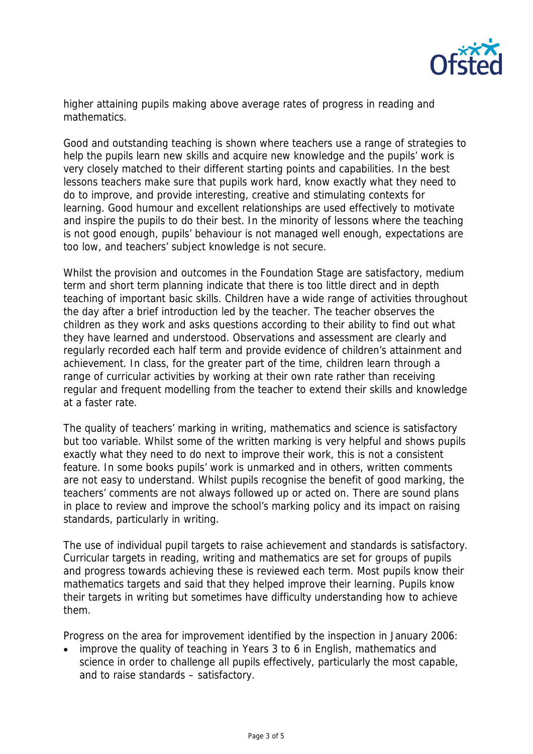higher attaining pupils making above average rates of progress in reading and mathematics.

Good and outstanding teaching is shown where teachers use a range of strategies to help the pupils learn new skills and acquire new knowledge and the pupils' work is very closely matched to their different starting points and capabilities. In the best lessons teachers make sure that pupils work hard, know exactly what they need to do to improve, and provide interesting, creative and stimulating contexts for learning. Good humour and excellent relationships are used effectively to motivate and inspire the pupils to do their best. In the minority of lessons where the teaching is not good enough, pupils' behaviour is not managed well enough, expectations are too low, and teachers' subject knowledge is not secure.

Whilst the provision and outcomes in the Foundation Stage are satisfactory, medium term and short term planning indicate that there is too little direct and in depth teaching of important basic skills. Children have a wide range of activities throughout the day after a brief introduction led by the teacher. The teacher observes the children as they work and asks questions according to their ability to find out what they have learned and understood. Observations and assessment are clearly and regularly recorded each half term and provide evidence of children's attainment and achievement. In class, for the greater part of the time, children learn through a range of curricular activities by working at their own rate rather than receiving regular and frequent modelling from the teacher to extend their skills and knowledge at a faster rate.

The quality of teachers' marking in writing, mathematics and science is satisfactory but too variable. Whilst some of the written marking is very helpful and shows pupils exactly what they need to do next to improve their work, this is not a consistent feature. In some books pupils' work is unmarked and in others, written comments are not easy to understand. Whilst pupils recognise the benefit of good marking, the teachers' comments are not always followed up or acted on. There are sound plans in place to review and improve the school's marking policy and its impact on raising standards, particularly in writing.

The use of individual pupil targets to raise achievement and standards is satisfactory. Curricular targets in reading, writing and mathematics are set for groups of pupils and progress towards achieving these is reviewed each term. Most pupils know their mathematics targets and said that they helped improve their learning. Pupils know their targets in writing but sometimes have difficulty understanding how to achieve them.

Progress on the area for improvement identified by the inspection in January 2006:

- improve the quality of teaching in Years 3 to 6 in English, mathematics and science in order to challenge all pupils effectively, particularly the most capable, and to raise standards – satisfactory.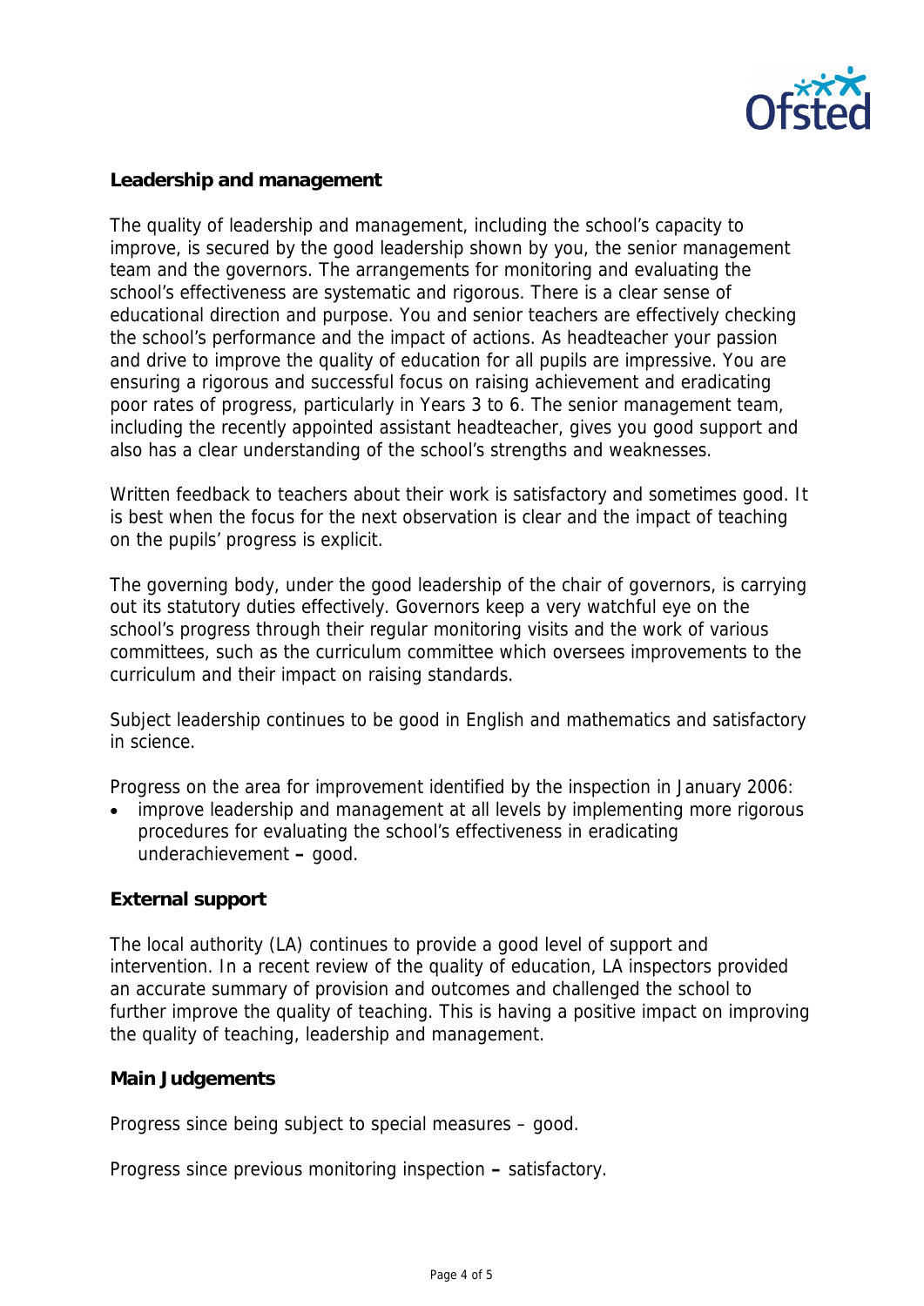**Leadership and management**

The quality of leadership and management, including the school's capacity to improve, is secured by the good leadership shown by you, the senior management team and the governors. The arrangements for monitoring and evaluating the school's effectiveness are systematic and rigorous. There is a clear sense of educational direction and purpose. You and senior teachers are effectively checking the school's performance and the impact of actions. As headteacher your passion and drive to improve the quality of education for all pupils are impressive. You are ensuring a rigorous and successful focus on raising achievement and eradicating poor rates of progress, particularly in Years 3 to 6. The senior management team, including the recently appointed assistant headteacher, gives you good support and also has a clear understanding of the school's strengths and weaknesses.

Written feedback to teachers about their work is satisfactory and sometimes good. It is best when the focus for the next observation is clear and the impact of teaching on the pupils' progress is explicit.

The governing body, under the good leadership of the chair of governors, is carrying out its statutory duties effectively. Governors keep a very watchful eye on the school's progress through their regular monitoring visits and the work of various committees, such as the curriculum committee which oversees improvements to the curriculum and their impact on raising standards.

Subject leadership continues to be good in English and mathematics and satisfactory in science.

Progress on the area for improvement identified by the inspection in January 2006:

- improve leadership and management at all levels by implementing more rigorous procedures for evaluating the school's effectiveness in eradicating underachievement **–** good.

**External support**

The local authority (LA) continues to provide a good level of support and intervention. In a recent review of the quality of education, LA inspectors provided an accurate summary of provision and outcomes and challenged the school to further improve the quality of teaching. This is having a positive impact on improving the quality of teaching, leadership and management.

**Main Judgements**

Progress since being subject to special measures – good.

Progress since previous monitoring inspection **–** satisfactory.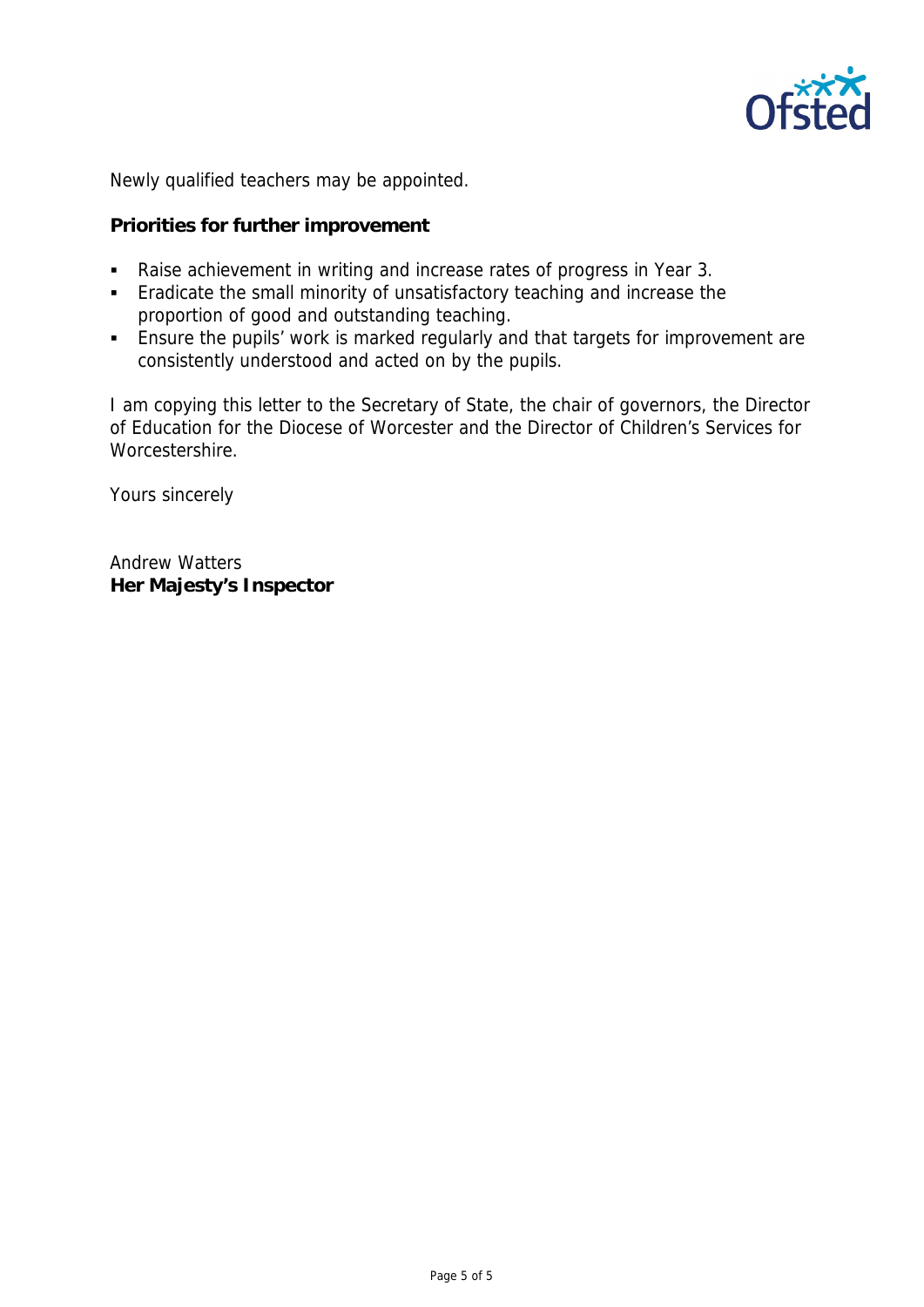Newly qualified teachers may be appointed.

**Priorities for further improvement**

- Raise achievement in writing and increase rates of progress in Year 3.
- Eradicate the small minority of unsatisfactory teaching and increase the proportion of good and outstanding teaching.
- Ensure the pupils' work is marked regularly and that targets for improvement are consistently understood and acted on by the pupils.

I am copying this letter to the Secretary of State, the chair of governors, the Director of Education for the Diocese of Worcester and the Director of Children's Services for Worcestershire.

Yours sincerely

Andrew Watters
**Her Majesty's Inspector**